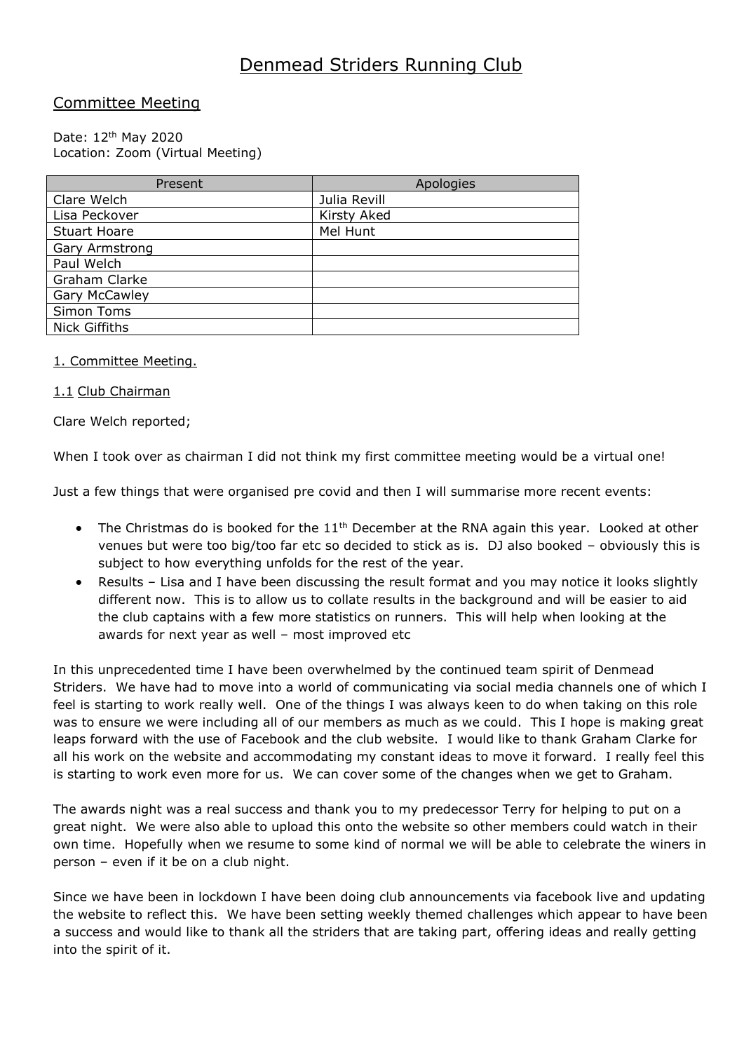# Denmead Striders Running Club

## Committee Meeting

Date: 12th May 2020
Location: Zoom (Virtual Meeting)

| Present | Apologies |
| --- | --- |
| Clare Welch | Julia Revill |
| Lisa Peckover | Kirsty Aked |
| Stuart Hoare | Mel Hunt |
| Gary Armstrong | |
| Paul Welch | |
| Graham Clarke | |
| Gary McCawley | |
| Simon Toms | |
| Nick Giffiths | |

### 1. Committee Meeting.

#### 1.1 Club Chairman

Clare Welch reported;

When I took over as chairman I did not think my first committee meeting would be a virtual one!

Just a few things that were organised pre covid and then I will summarise more recent events:

- The Christmas do is booked for the 11th December at the RNA again this year. Looked at other venues but were too big/too far etc so decided to stick as is. DJ also booked – obviously this is subject to how everything unfolds for the rest of the year.
- Results – Lisa and I have been discussing the result format and you may notice it looks slightly different now. This is to allow us to collate results in the background and will be easier to aid the club captains with a few more statistics on runners. This will help when looking at the awards for next year as well – most improved etc

In this unprecedented time I have been overwhelmed by the continued team spirit of Denmead Striders. We have had to move into a world of communicating via social media channels one of which I feel is starting to work really well. One of the things I was always keen to do when taking on this role was to ensure we were including all of our members as much as we could. This I hope is making great leaps forward with the use of Facebook and the club website. I would like to thank Graham Clarke for all his work on the website and accommodating my constant ideas to move it forward. I really feel this is starting to work even more for us. We can cover some of the changes when we get to Graham.

The awards night was a real success and thank you to my predecessor Terry for helping to put on a great night. We were also able to upload this onto the website so other members could watch in their own time. Hopefully when we resume to some kind of normal we will be able to celebrate the winers in person – even if it be on a club night.

Since we have been in lockdown I have been doing club announcements via facebook live and updating the website to reflect this. We have been setting weekly themed challenges which appear to have been a success and would like to thank all the striders that are taking part, offering ideas and really getting into the spirit of it.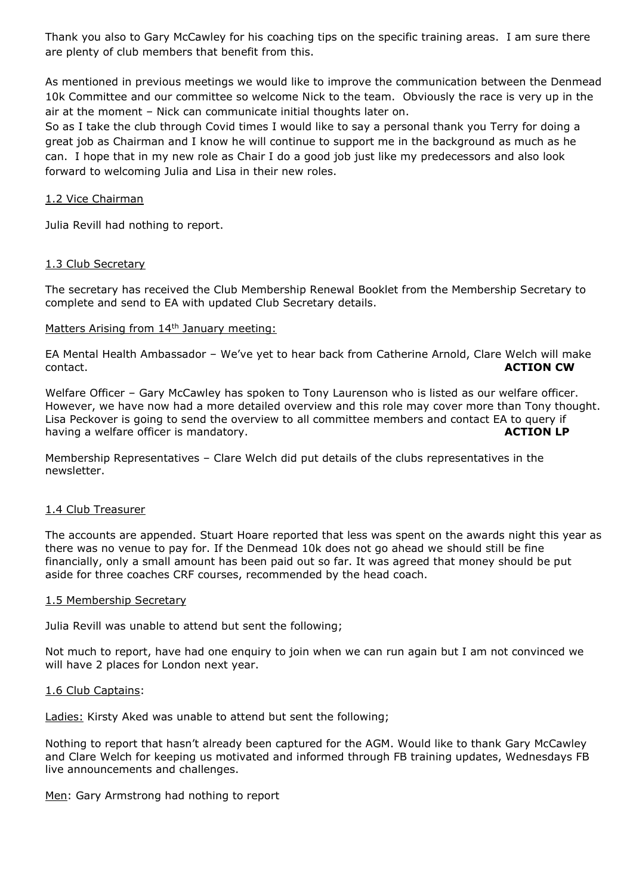Thank you also to Gary McCawley for his coaching tips on the specific training areas. I am sure there are plenty of club members that benefit from this.

As mentioned in previous meetings we would like to improve the communication between the Denmead 10k Committee and our committee so welcome Nick to the team. Obviously the race is very up in the air at the moment – Nick can communicate initial thoughts later on.
So as I take the club through Covid times I would like to say a personal thank you Terry for doing a great job as Chairman and I know he will continue to support me in the background as much as he can. I hope that in my new role as Chair I do a good job just like my predecessors and also look forward to welcoming Julia and Lisa in their new roles.

<u>1.2 Vice Chairman</u>

Julia Revill had nothing to report.

<u>1.3 Club Secretary</u>

The secretary has received the Club Membership Renewal Booklet from the Membership Secretary to complete and send to EA with updated Club Secretary details.

<u>Matters Arising from 14th January meeting:</u>

EA Mental Health Ambassador – We've yet to hear back from Catherine Arnold, Clare Welch will make contact. **ACTION CW**

Welfare Officer – Gary McCawley has spoken to Tony Laurenson who is listed as our welfare officer. However, we have now had a more detailed overview and this role may cover more than Tony thought. Lisa Peckover is going to send the overview to all committee members and contact EA to query if having a welfare officer is mandatory. **ACTION LP**

Membership Representatives – Clare Welch did put details of the clubs representatives in the newsletter.

<u>1.4 Club Treasurer</u>

The accounts are appended. Stuart Hoare reported that less was spent on the awards night this year as there was no venue to pay for. If the Denmead 10k does not go ahead we should still be fine financially, only a small amount has been paid out so far. It was agreed that money should be put aside for three coaches CRF courses, recommended by the head coach.

<u>1.5 Membership Secretary</u>

Julia Revill was unable to attend but sent the following;

Not much to report, have had one enquiry to join when we can run again but I am not convinced we will have 2 places for London next year.

<u>1.6 Club Captains</u>:

<u>Ladies:</u> Kirsty Aked was unable to attend but sent the following;

Nothing to report that hasn't already been captured for the AGM. Would like to thank Gary McCawley and Clare Welch for keeping us motivated and informed through FB training updates, Wednesdays FB live announcements and challenges.

<u>Men</u>: Gary Armstrong had nothing to report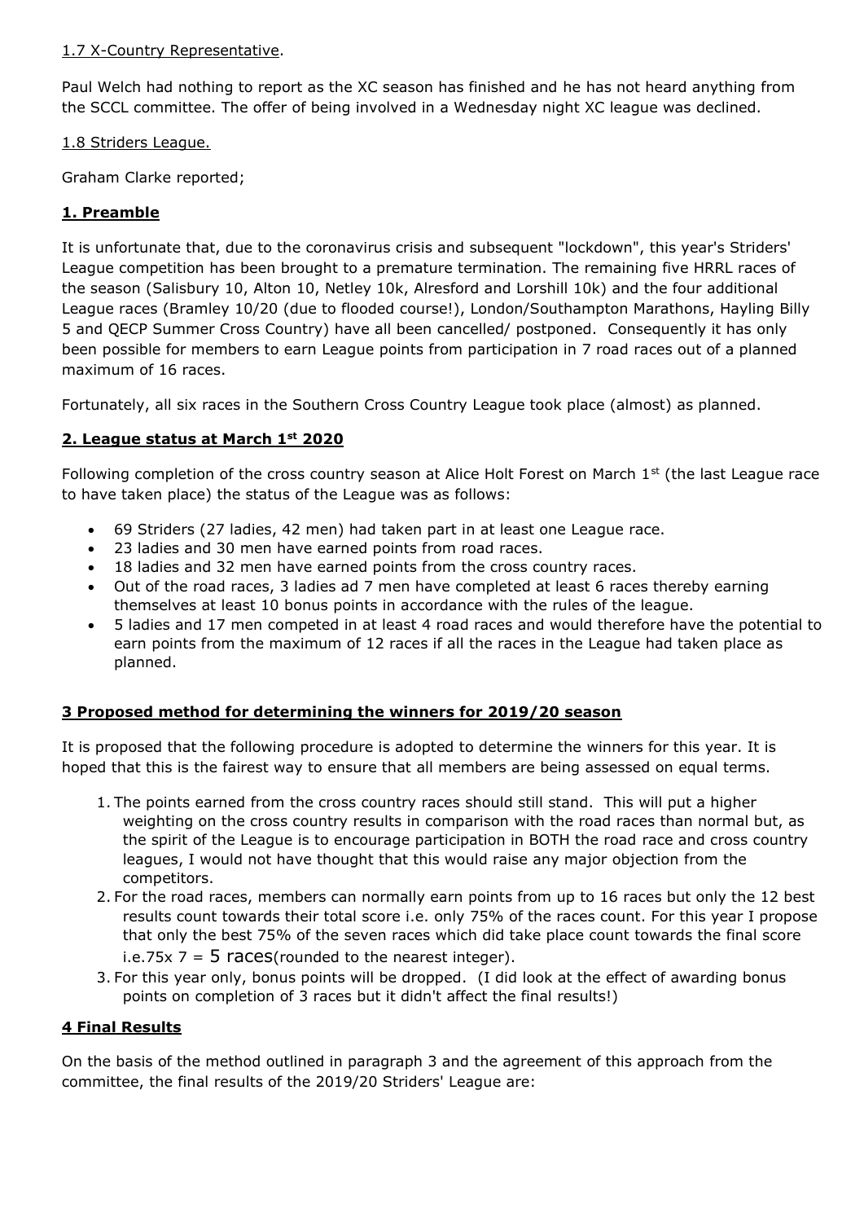1.7 X-Country Representative.

Paul Welch had nothing to report as the XC season has finished and he has not heard anything from the SCCL committee. The offer of being involved in a Wednesday night XC league was declined.

1.8 Striders League.

Graham Clarke reported;

**1. Preamble**

It is unfortunate that, due to the coronavirus crisis and subsequent "lockdown", this year's Striders' League competition has been brought to a premature termination. The remaining five HRRL races of the season (Salisbury 10, Alton 10, Netley 10k, Alresford and Lorshill 10k) and the four additional League races (Bramley 10/20 (due to flooded course!), London/Southampton Marathons, Hayling Billy 5 and QECP Summer Cross Country) have all been cancelled/ postponed. Consequently it has only been possible for members to earn League points from participation in 7 road races out of a planned maximum of 16 races.

Fortunately, all six races in the Southern Cross Country League took place (almost) as planned.

**2. League status at March 1st 2020**

Following completion of the cross country season at Alice Holt Forest on March 1st (the last League race to have taken place) the status of the League was as follows:

- 69 Striders (27 ladies, 42 men) had taken part in at least one League race.
- 23 ladies and 30 men have earned points from road races.
- 18 ladies and 32 men have earned points from the cross country races.
- Out of the road races, 3 ladies ad 7 men have completed at least 6 races thereby earning themselves at least 10 bonus points in accordance with the rules of the league.
- 5 ladies and 17 men competed in at least 4 road races and would therefore have the potential to earn points from the maximum of 12 races if all the races in the League had taken place as planned.

**3 Proposed method for determining the winners for 2019/20 season**

It is proposed that the following procedure is adopted to determine the winners for this year. It is hoped that this is the fairest way to ensure that all members are being assessed on equal terms.

1. The points earned from the cross country races should still stand. This will put a higher weighting on the cross country results in comparison with the road races than normal but, as the spirit of the League is to encourage participation in BOTH the road race and cross country leagues, I would not have thought that this would raise any major objection from the competitors.
2. For the road races, members can normally earn points from up to 16 races but only the 12 best results count towards their total score i.e. only 75% of the races count. For this year I propose that only the best 75% of the seven races which did take place count towards the final score i.e.75x 7 = 5 races(rounded to the nearest integer).
3. For this year only, bonus points will be dropped. (I did look at the effect of awarding bonus points on completion of 3 races but it didn't affect the final results!)

**4 Final Results**

On the basis of the method outlined in paragraph 3 and the agreement of this approach from the committee, the final results of the 2019/20 Striders' League are: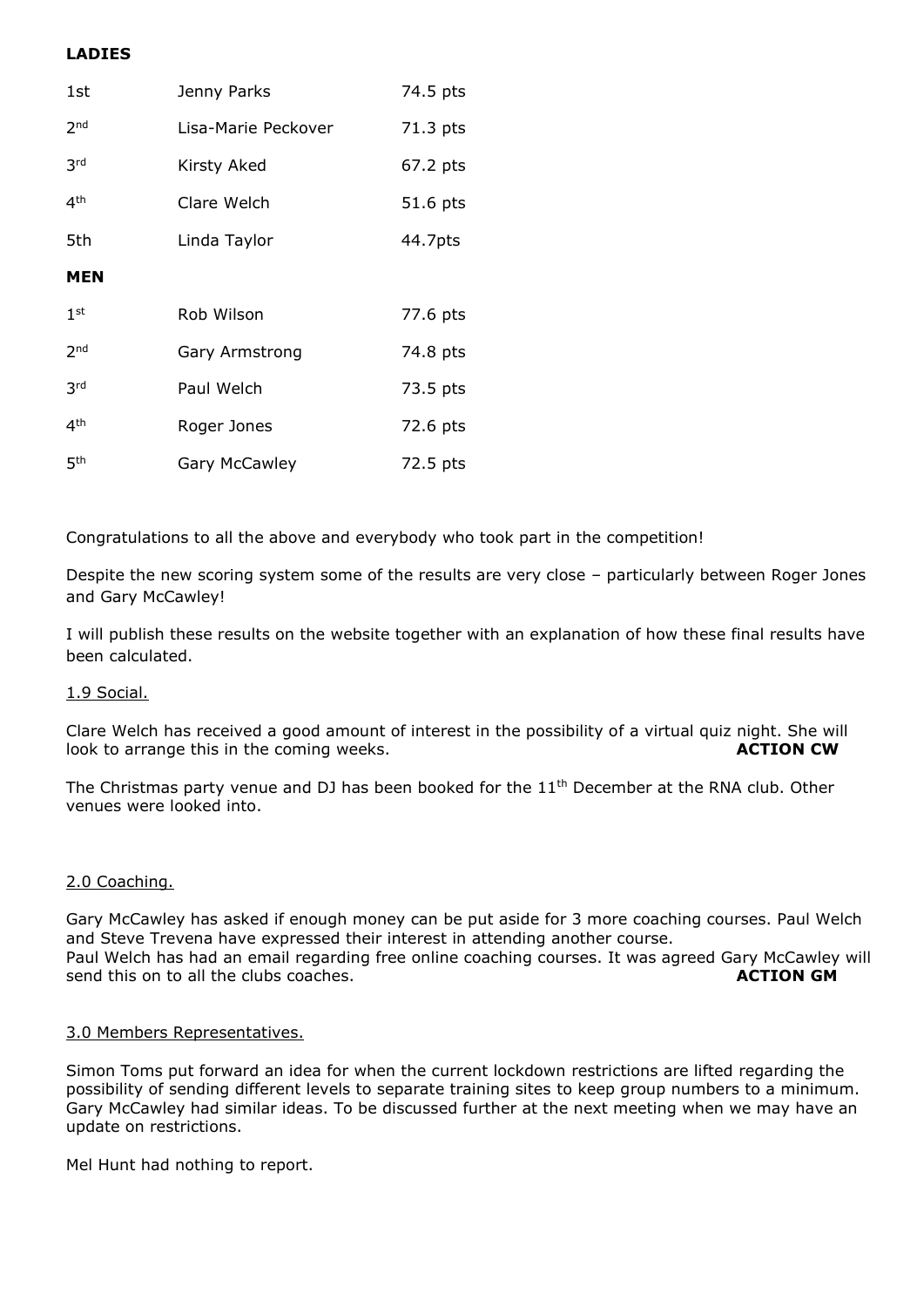**LADIES**

| | | |
|---|---|---|
| 1st | Jenny Parks | 74.5 pts |
| 2nd | Lisa-Marie Peckover | 71.3 pts |
| 3rd | Kirsty Aked | 67.2 pts |
| 4th | Clare Welch | 51.6 pts |
| 5th | Linda Taylor | 44.7pts |

**MEN**

| | | |
|---|---|---|
| 1st | Rob Wilson | 77.6 pts |
| 2nd | Gary Armstrong | 74.8 pts |
| 3rd | Paul Welch | 73.5 pts |
| 4th | Roger Jones | 72.6 pts |
| 5th | Gary McCawley | 72.5 pts |

Congratulations to all the above and everybody who took part in the competition!

Despite the new scoring system some of the results are very close – particularly between Roger Jones and Gary McCawley!

I will publish these results on the website together with an explanation of how these final results have been calculated.

1.9 Social.

Clare Welch has received a good amount of interest in the possibility of a virtual quiz night. She will look to arrange this in the coming weeks. **ACTION CW**

The Christmas party venue and DJ has been booked for the 11th December at the RNA club. Other venues were looked into.

2.0 Coaching.

Gary McCawley has asked if enough money can be put aside for 3 more coaching courses. Paul Welch and Steve Trevena have expressed their interest in attending another course.
Paul Welch has had an email regarding free online coaching courses. It was agreed Gary McCawley will send this on to all the clubs coaches. **ACTION GM**

3.0 Members Representatives.

Simon Toms put forward an idea for when the current lockdown restrictions are lifted regarding the possibility of sending different levels to separate training sites to keep group numbers to a minimum. Gary McCawley had similar ideas. To be discussed further at the next meeting when we may have an update on restrictions.

Mel Hunt had nothing to report.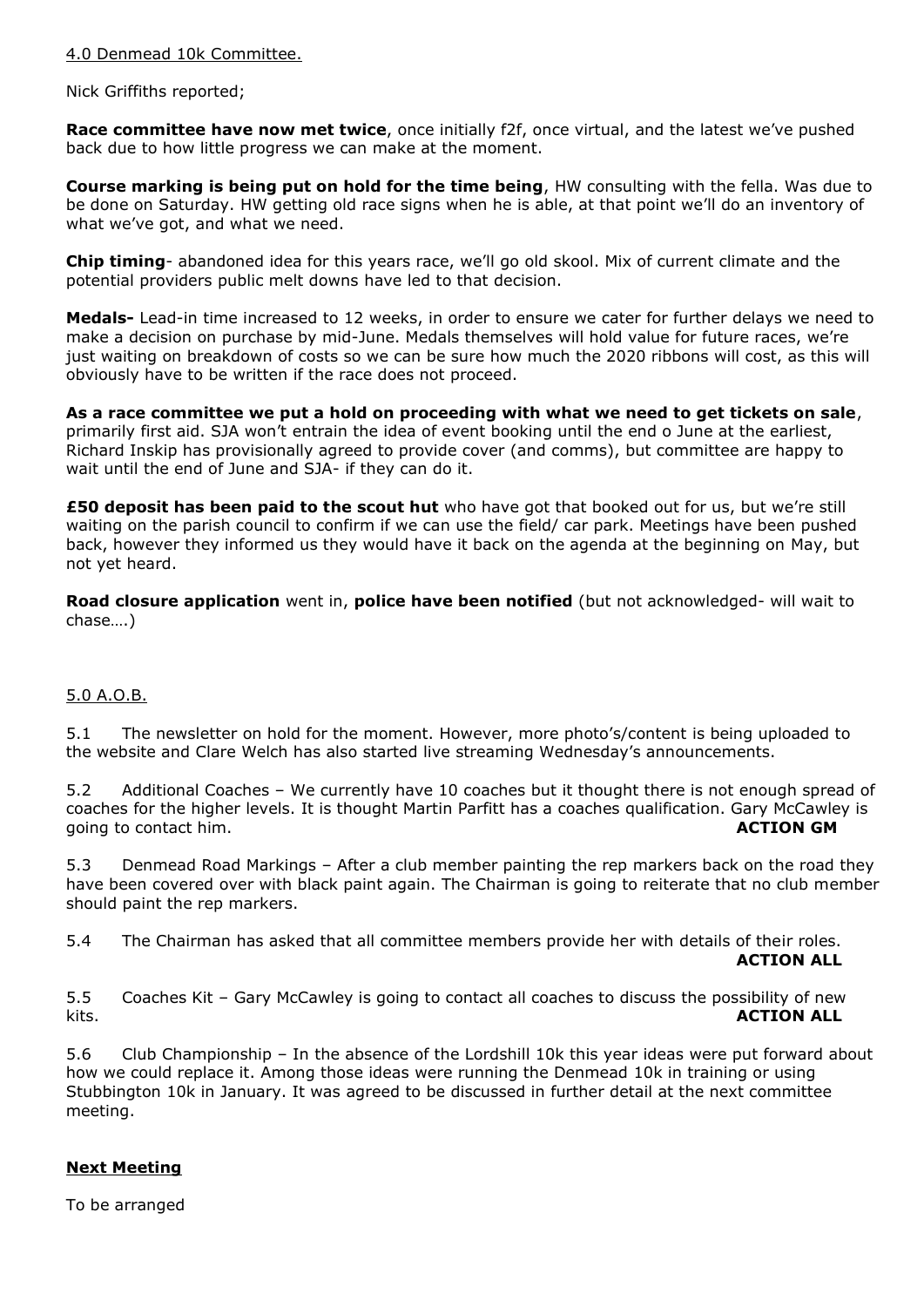4.0 Denmead 10k Committee.

Nick Griffiths reported;

**Race committee have now met twice**, once initially f2f, once virtual, and the latest we've pushed back due to how little progress we can make at the moment.

**Course marking is being put on hold for the time being**, HW consulting with the fella. Was due to be done on Saturday. HW getting old race signs when he is able, at that point we'll do an inventory of what we've got, and what we need.

**Chip timing**- abandoned idea for this years race, we'll go old skool. Mix of current climate and the potential providers public melt downs have led to that decision.

**Medals-** Lead-in time increased to 12 weeks, in order to ensure we cater for further delays we need to make a decision on purchase by mid-June. Medals themselves will hold value for future races, we're just waiting on breakdown of costs so we can be sure how much the 2020 ribbons will cost, as this will obviously have to be written if the race does not proceed.

**As a race committee we put a hold on proceeding with what we need to get tickets on sale**, primarily first aid. SJA won't entrain the idea of event booking until the end o June at the earliest, Richard Inskip has provisionally agreed to provide cover (and comms), but committee are happy to wait until the end of June and SJA- if they can do it.

**£50 deposit has been paid to the scout hut** who have got that booked out for us, but we're still waiting on the parish council to confirm if we can use the field/ car park. Meetings have been pushed back, however they informed us they would have it back on the agenda at the beginning on May, but not yet heard.

**Road closure application** went in, **police have been notified** (but not acknowledged- will wait to chase….)

5.0 A.O.B.

5.1 The newsletter on hold for the moment. However, more photo's/content is being uploaded to the website and Clare Welch has also started live streaming Wednesday's announcements.

5.2 Additional Coaches – We currently have 10 coaches but it thought there is not enough spread of coaches for the higher levels. It is thought Martin Parfitt has a coaches qualification. Gary McCawley is going to contact him. **ACTION GM**

5.3 Denmead Road Markings – After a club member painting the rep markers back on the road they have been covered over with black paint again. The Chairman is going to reiterate that no club member should paint the rep markers.

5.4 The Chairman has asked that all committee members provide her with details of their roles. **ACTION ALL**

5.5 Coaches Kit – Gary McCawley is going to contact all coaches to discuss the possibility of new kits. **ACTION ALL**

5.6 Club Championship – In the absence of the Lordshill 10k this year ideas were put forward about how we could replace it. Among those ideas were running the Denmead 10k in training or using Stubbington 10k in January. It was agreed to be discussed in further detail at the next committee meeting.

**Next Meeting**

To be arranged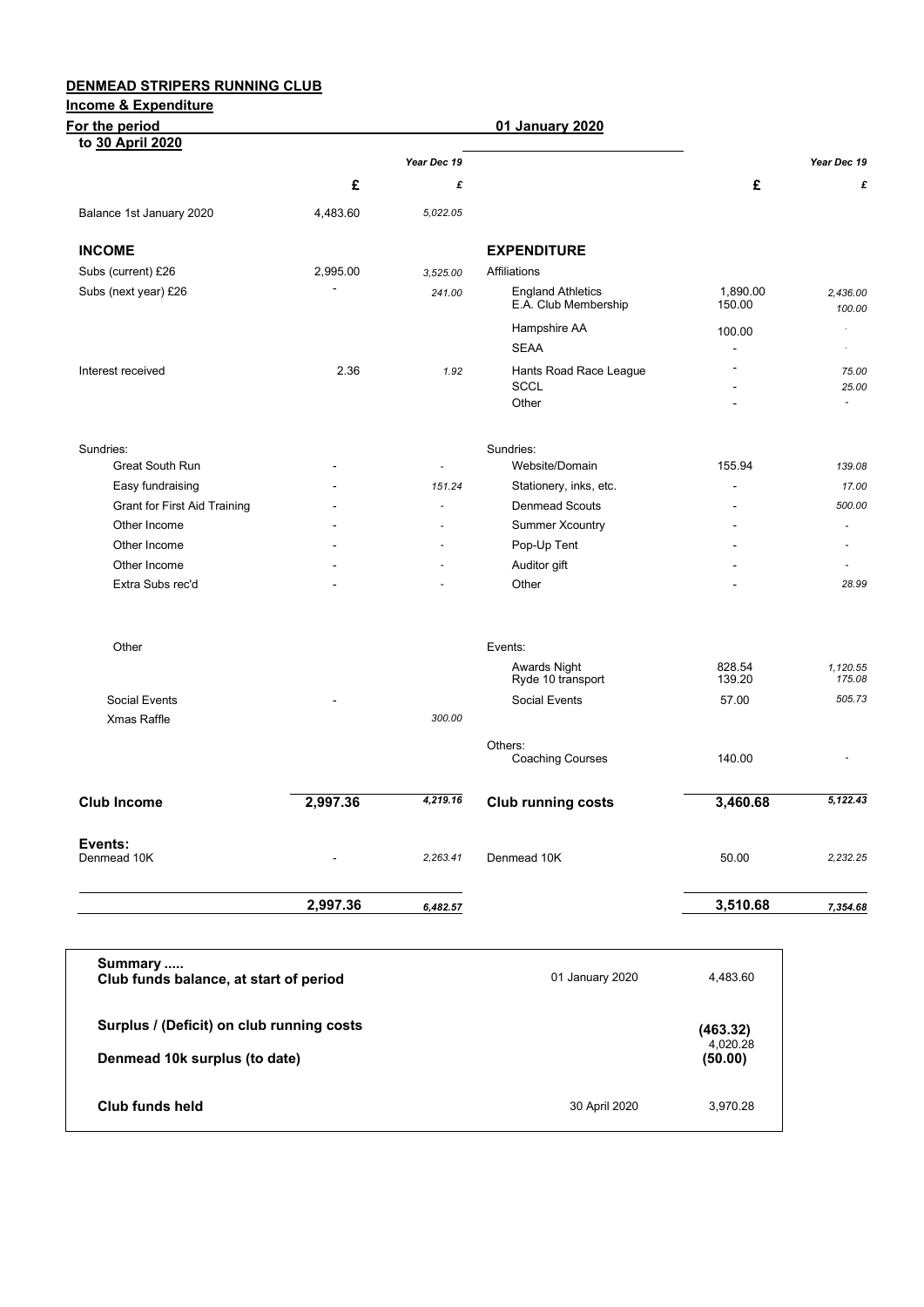**DENMEAD STRIPERS RUNNING CLUB**

**Income & Expenditure**

**For the period 01 January 2020 to 30 April 2020**

| | £ | *Year Dec 19* <br> *£* | | £ | *Year Dec 19* <br> *£* |
|---|---|---|---|---|---|
| Balance 1st January 2020 | 4,483.60 | *5,022.05* | | | |
| **INCOME** | | | **EXPENDITURE** | | |
| Subs (current) £26 | 2,995.00 | *3,525.00* | Affiliations | | |
| Subs (next year) £26 | - | *241.00* | England Athletics | 1,890.00 | *2,436.00* |
| | | | E.A. Club Membership | 150.00 | *100.00* |
| | | | Hampshire AA | 100.00 | - |
| | | | SEAA | - | - |
| Interest received | 2.36 | *1.92* | Hants Road Race League | - | *75.00* |
| | | | SCCL | - | *25.00* |
| | | | Other | - | - |
| Sundries: | | | Sundries: | | |
| Great South Run | - | - | Website/Domain | 155.94 | *139.08* |
| Easy fundraising | - | *151.24* | Stationery, inks, etc. | - | *17.00* |
| Grant for First Aid Training | - | - | Denmead Scouts | - | *500.00* |
| Other Income | - | - | Summer Xcountry | - | - |
| Other Income | - | - | Pop-Up Tent | - | - |
| Other Income | - | - | Auditor gift | - | - |
| Extra Subs rec'd | - | - | Other | - | *28.99* |
| Other | | | Events: | | |
| | | | Awards Night | 828.54 | *1,120.55* |
| | | | Ryde 10 transport | 139.20 | *175.08* |
| Social Events | - | | Social Events | 57.00 | *505.73* |
| Xmas Raffle | | *300.00* | | | |
| | | | Others: | | |
| | | | Coaching Courses | 140.00 | - |
| **Club Income** | **2,997.36** | ***4,219.16*** | **Club running costs** | **3,460.68** | ***5,122.43*** |
| **Events:** | | | | | |
| Denmead 10K | - | *2,263.41* | Denmead 10K | 50.00 | *2,232.25* |
| | **2,997.36** | ***6,482.57*** | | **3,510.68** | ***7,354.68*** |

| **Summary .....** | | |
|---|---|---|
| **Club funds balance, at start of period** | 01 January 2020 | 4,483.60 |
| **Surplus / (Deficit) on club running costs** | | **(463.32)** |
| | | 4,020.28 |
| **Denmead 10k surplus (to date)** | | **(50.00)** |
| **Club funds held** | 30 April 2020 | 3,970.28 |